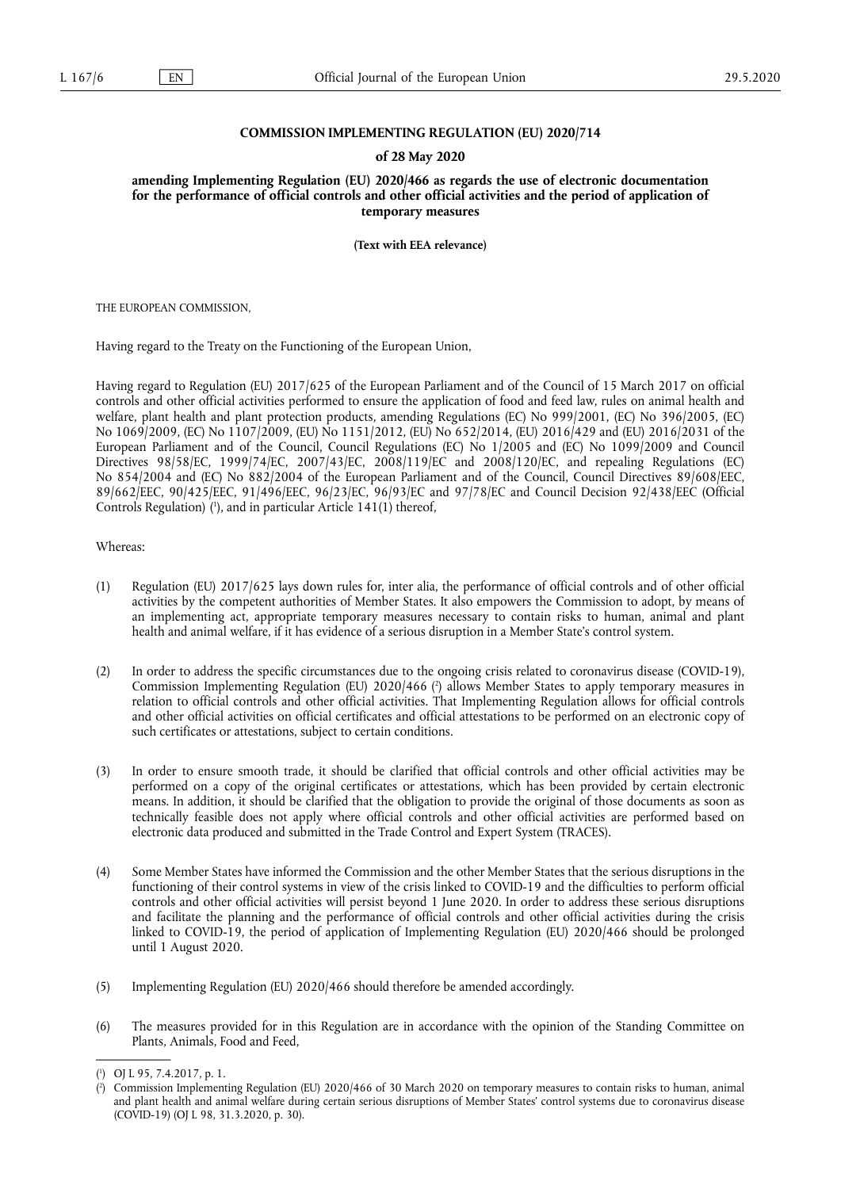**COMMISSION IMPLEMENTING REGULATION (EU) 2020/714**

**of 28 May 2020**

**amending Implementing Regulation (EU) 2020/466 as regards the use of electronic documentation for the performance of official controls and other official activities and the period of application of temporary measures**

**(Text with EEA relevance)**

THE EUROPEAN COMMISSION,

Having regard to the Treaty on the Functioning of the European Union,

Having regard to Regulation (EU) 2017/625 of the European Parliament and of the Council of 15 March 2017 on official controls and other official activities performed to ensure the application of food and feed law, rules on animal health and welfare, plant health and plant protection products, amending Regulations (EC) No 999/2001, (EC) No 396/2005, (EC) No 1069/2009, (EC) No 1107/2009, (EU) No 1151/2012, (EU) No 652/2014, (EU) 2016/429 and (EU) 2016/2031 of the European Parliament and of the Council, Council Regulations (EC) No 1/2005 and (EC) No 1099/2009 and Council Directives 98/58/EC, 1999/74/EC, 2007/43/EC, 2008/119/EC and 2008/120/EC, and repealing Regulations (EC) No 854/2004 and (EC) No 882/2004 of the European Parliament and of the Council, Council Directives 89/608/EEC, 89/662/EEC, 90/425/EEC, 91/496/EEC, 96/23/EC, 96/93/EC and 97/78/EC and Council Decision 92/438/EEC (Official Controls Regulation) ([1]), and in particular Article 141(1) thereof,

Whereas:

(1) Regulation (EU) 2017/625 lays down rules for, inter alia, the performance of official controls and of other official activities by the competent authorities of Member States. It also empowers the Commission to adopt, by means of an implementing act, appropriate temporary measures necessary to contain risks to human, animal and plant health and animal welfare, if it has evidence of a serious disruption in a Member State's control system.

(2) In order to address the specific circumstances due to the ongoing crisis related to coronavirus disease (COVID-19), Commission Implementing Regulation (EU) 2020/466 ([2]) allows Member States to apply temporary measures in relation to official controls and other official activities. That Implementing Regulation allows for official controls and other official activities on official certificates and official attestations to be performed on an electronic copy of such certificates or attestations, subject to certain conditions.

(3) In order to ensure smooth trade, it should be clarified that official controls and other official activities may be performed on a copy of the original certificates or attestations, which has been provided by certain electronic means. In addition, it should be clarified that the obligation to provide the original of those documents as soon as technically feasible does not apply where official controls and other official activities are performed based on electronic data produced and submitted in the Trade Control and Expert System (TRACES).

(4) Some Member States have informed the Commission and the other Member States that the serious disruptions in the functioning of their control systems in view of the crisis linked to COVID-19 and the difficulties to perform official controls and other official activities will persist beyond 1 June 2020. In order to address these serious disruptions and facilitate the planning and the performance of official controls and other official activities during the crisis linked to COVID-19, the period of application of Implementing Regulation (EU) 2020/466 should be prolonged until 1 August 2020.

(5) Implementing Regulation (EU) 2020/466 should therefore be amended accordingly.

(6) The measures provided for in this Regulation are in accordance with the opinion of the Standing Committee on Plants, Animals, Food and Feed,

---

([1]) OJ L 95, 7.4.2017, p. 1.

([2]) Commission Implementing Regulation (EU) 2020/466 of 30 March 2020 on temporary measures to contain risks to human, animal and plant health and animal welfare during certain serious disruptions of Member States' control systems due to coronavirus disease (COVID-19) (OJ L 98, 31.3.2020, p. 30).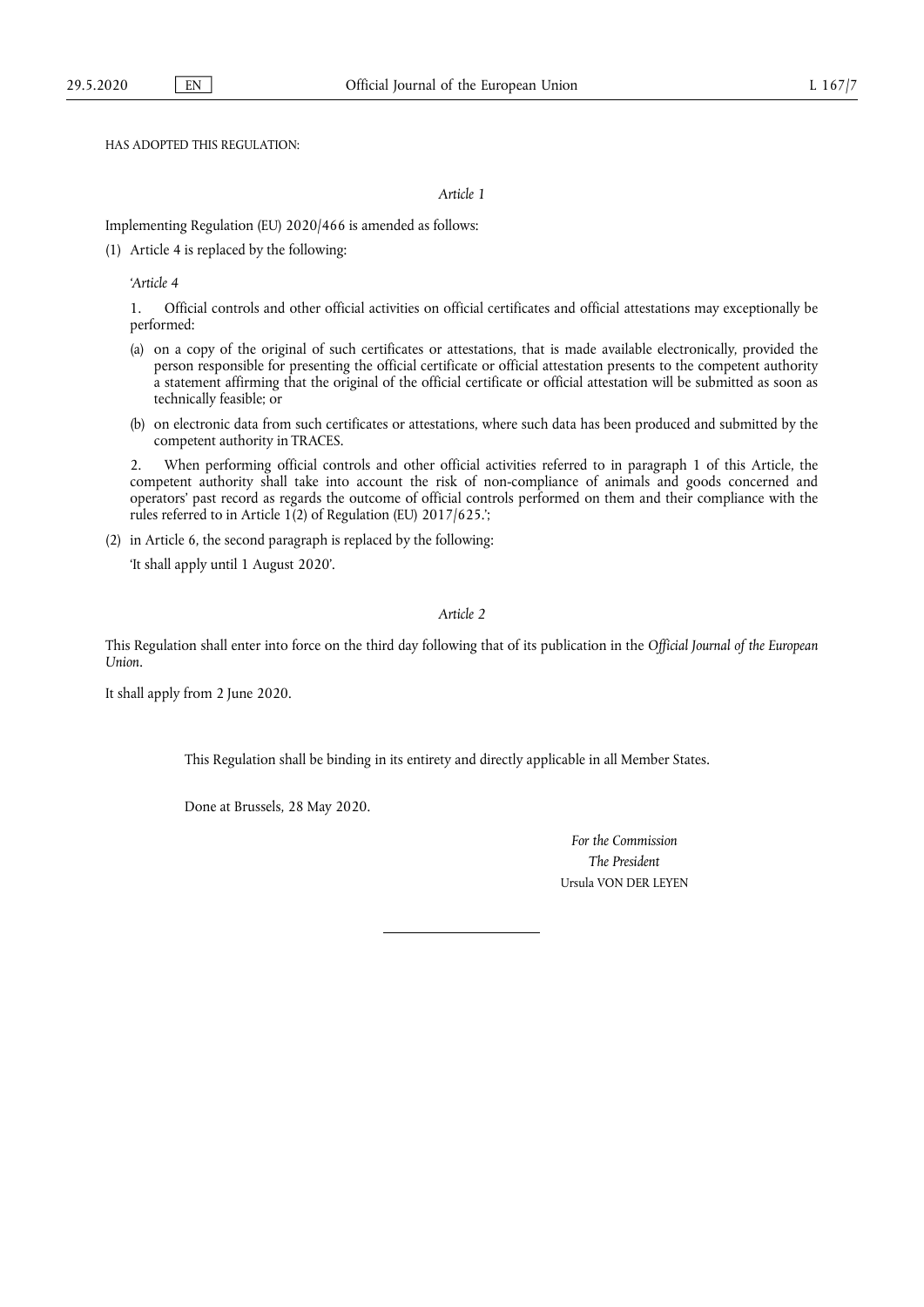HAS ADOPTED THIS REGULATION:

*Article 1*

Implementing Regulation (EU) 2020/466 is amended as follows:

(1) Article 4 is replaced by the following:

'*Article 4*

1. Official controls and other official activities on official certificates and official attestations may exceptionally be performed:

(a) on a copy of the original of such certificates or attestations, that is made available electronically, provided the person responsible for presenting the official certificate or official attestation presents to the competent authority a statement affirming that the original of the official certificate or official attestation will be submitted as soon as technically feasible; or

(b) on electronic data from such certificates or attestations, where such data has been produced and submitted by the competent authority in TRACES.

2. When performing official controls and other official activities referred to in paragraph 1 of this Article, the competent authority shall take into account the risk of non-compliance of animals and goods concerned and operators' past record as regards the outcome of official controls performed on them and their compliance with the rules referred to in Article 1(2) of Regulation (EU) 2017/625.';

(2) in Article 6, the second paragraph is replaced by the following:

'It shall apply until 1 August 2020'.

*Article 2*

This Regulation shall enter into force on the third day following that of its publication in the *Official Journal of the European Union*.

It shall apply from 2 June 2020.

This Regulation shall be binding in its entirety and directly applicable in all Member States.

Done at Brussels, 28 May 2020.

*For the Commission*

*The President*

Ursula VON DER LEYEN